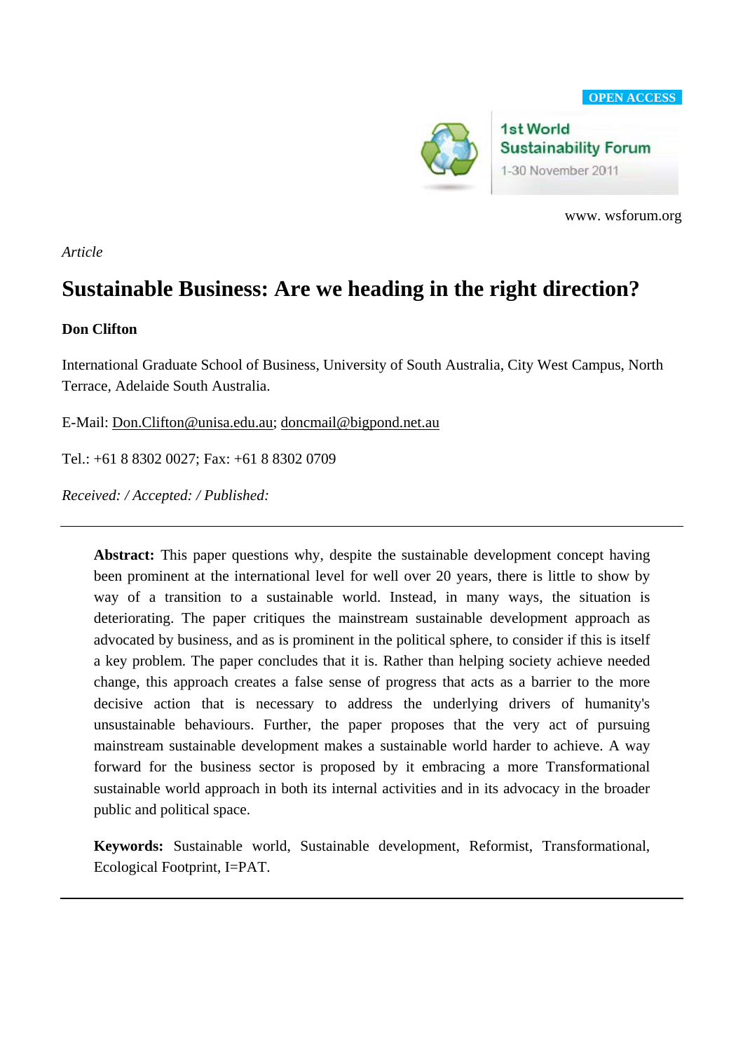OPEN ACCESS

1st World Sustainability Forum
1-30 November 2011

www. wsforum.org

*Article*

# Sustainable Business: Are we heading in the right direction?

**Don Clifton**

International Graduate School of Business, University of South Australia, City West Campus, North Terrace, Adelaide South Australia.

E-Mail: Don.Clifton@unisa.edu.au; doncmail@bigpond.net.au

Tel.: +61 8 8302 0027; Fax: +61 8 8302 0709

*Received: / Accepted: / Published:*

---

**Abstract:** This paper questions why, despite the sustainable development concept having been prominent at the international level for well over 20 years, there is little to show by way of a transition to a sustainable world. Instead, in many ways, the situation is deteriorating. The paper critiques the mainstream sustainable development approach as advocated by business, and as is prominent in the political sphere, to consider if this is itself a key problem. The paper concludes that it is. Rather than helping society achieve needed change, this approach creates a false sense of progress that acts as a barrier to the more decisive action that is necessary to address the underlying drivers of humanity's unsustainable behaviours. Further, the paper proposes that the very act of pursuing mainstream sustainable development makes a sustainable world harder to achieve. A way forward for the business sector is proposed by it embracing a more Transformational sustainable world approach in both its internal activities and in its advocacy in the broader public and political space.

**Keywords:** Sustainable world, Sustainable development, Reformist, Transformational, Ecological Footprint, I=PAT.

---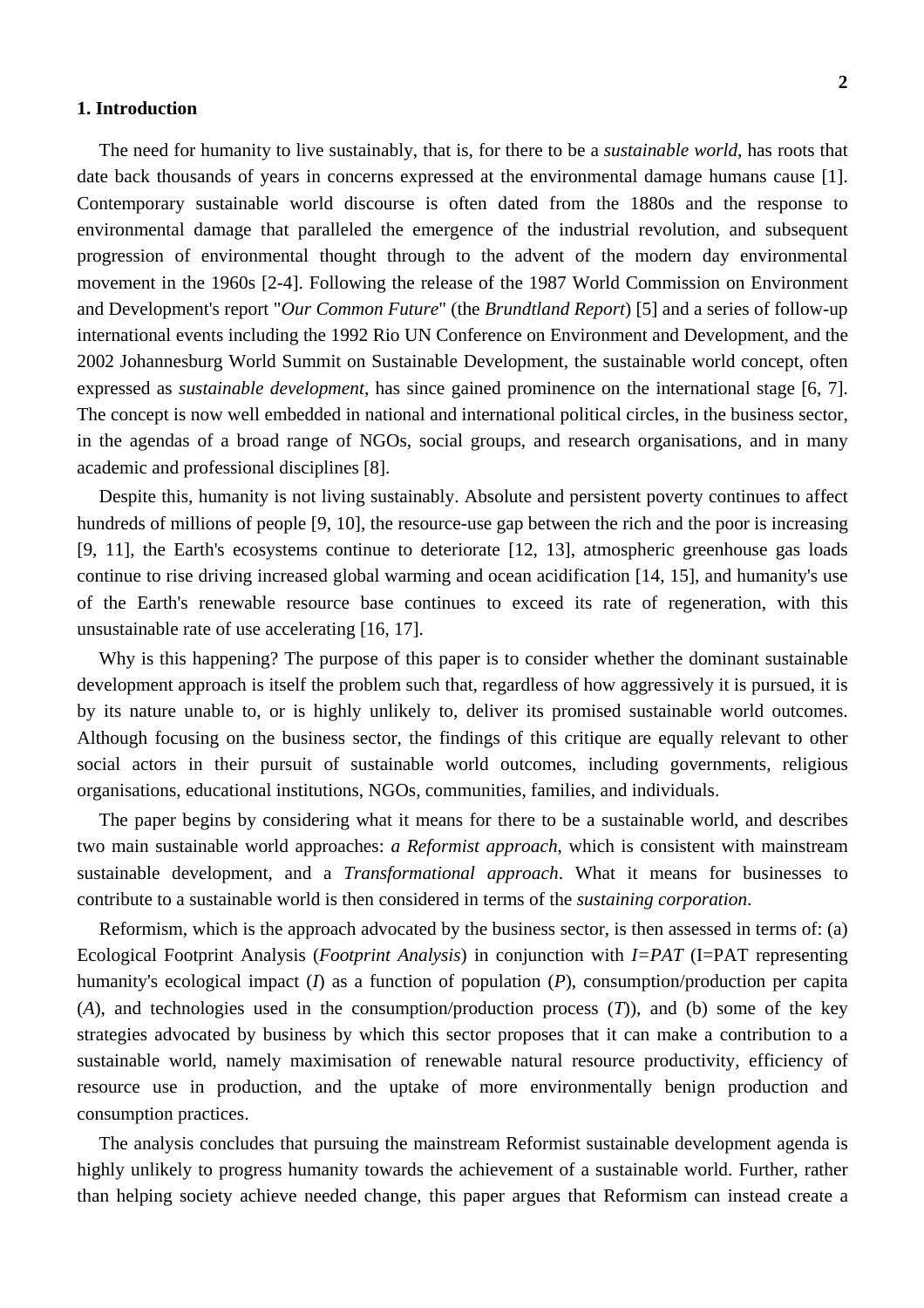## 1. Introduction

The need for humanity to live sustainably, that is, for there to be a *sustainable world*, has roots that date back thousands of years in concerns expressed at the environmental damage humans cause [1]. Contemporary sustainable world discourse is often dated from the 1880s and the response to environmental damage that paralleled the emergence of the industrial revolution, and subsequent progression of environmental thought through to the advent of the modern day environmental movement in the 1960s [2-4]. Following the release of the 1987 World Commission on Environment and Development's report "*Our Common Future*" (the *Brundtland Report*) [5] and a series of follow-up international events including the 1992 Rio UN Conference on Environment and Development, and the 2002 Johannesburg World Summit on Sustainable Development, the sustainable world concept, often expressed as *sustainable development*, has since gained prominence on the international stage [6, 7]. The concept is now well embedded in national and international political circles, in the business sector, in the agendas of a broad range of NGOs, social groups, and research organisations, and in many academic and professional disciplines [8].

Despite this, humanity is not living sustainably. Absolute and persistent poverty continues to affect hundreds of millions of people [9, 10], the resource-use gap between the rich and the poor is increasing [9, 11], the Earth's ecosystems continue to deteriorate [12, 13], atmospheric greenhouse gas loads continue to rise driving increased global warming and ocean acidification [14, 15], and humanity's use of the Earth's renewable resource base continues to exceed its rate of regeneration, with this unsustainable rate of use accelerating [16, 17].

Why is this happening? The purpose of this paper is to consider whether the dominant sustainable development approach is itself the problem such that, regardless of how aggressively it is pursued, it is by its nature unable to, or is highly unlikely to, deliver its promised sustainable world outcomes. Although focusing on the business sector, the findings of this critique are equally relevant to other social actors in their pursuit of sustainable world outcomes, including governments, religious organisations, educational institutions, NGOs, communities, families, and individuals.

The paper begins by considering what it means for there to be a sustainable world, and describes two main sustainable world approaches: *a Reformist approach*, which is consistent with mainstream sustainable development, and a *Transformational approach*. What it means for businesses to contribute to a sustainable world is then considered in terms of the *sustaining corporation*.

Reformism, which is the approach advocated by the business sector, is then assessed in terms of: (a) Ecological Footprint Analysis (*Footprint Analysis*) in conjunction with *I=PAT* (I=PAT representing humanity's ecological impact (*I*) as a function of population (*P*), consumption/production per capita (*A*), and technologies used in the consumption/production process (*T*)), and (b) some of the key strategies advocated by business by which this sector proposes that it can make a contribution to a sustainable world, namely maximisation of renewable natural resource productivity, efficiency of resource use in production, and the uptake of more environmentally benign production and consumption practices.

The analysis concludes that pursuing the mainstream Reformist sustainable development agenda is highly unlikely to progress humanity towards the achievement of a sustainable world. Further, rather than helping society achieve needed change, this paper argues that Reformism can instead create a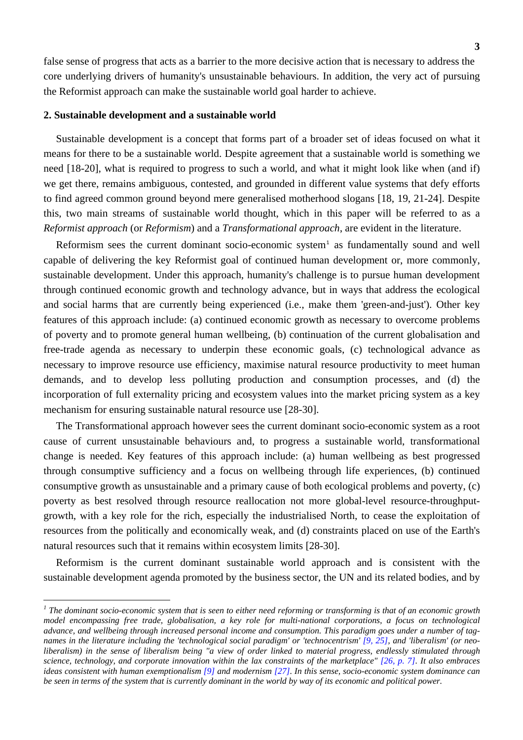false sense of progress that acts as a barrier to the more decisive action that is necessary to address the core underlying drivers of humanity's unsustainable behaviours. In addition, the very act of pursuing the Reformist approach can make the sustainable world goal harder to achieve.

## 2. Sustainable development and a sustainable world

Sustainable development is a concept that forms part of a broader set of ideas focused on what it means for there to be a sustainable world. Despite agreement that a sustainable world is something we need [18-20], what is required to progress to such a world, and what it might look like when (and if) we get there, remains ambiguous, contested, and grounded in different value systems that defy efforts to find agreed common ground beyond mere generalised motherhood slogans [18, 19, 21-24]. Despite this, two main streams of sustainable world thought, which in this paper will be referred to as a *Reformist approach* (or *Reformism*) and a *Transformational approach*, are evident in the literature.

Reformism sees the current dominant socio-economic system[1] as fundamentally sound and well capable of delivering the key Reformist goal of continued human development or, more commonly, sustainable development. Under this approach, humanity's challenge is to pursue human development through continued economic growth and technology advance, but in ways that address the ecological and social harms that are currently being experienced (i.e., make them 'green-and-just'). Other key features of this approach include: (a) continued economic growth as necessary to overcome problems of poverty and to promote general human wellbeing, (b) continuation of the current globalisation and free-trade agenda as necessary to underpin these economic goals, (c) technological advance as necessary to improve resource use efficiency, maximise natural resource productivity to meet human demands, and to develop less polluting production and consumption processes, and (d) the incorporation of full externality pricing and ecosystem values into the market pricing system as a key mechanism for ensuring sustainable natural resource use [28-30].

The Transformational approach however sees the current dominant socio-economic system as a root cause of current unsustainable behaviours and, to progress a sustainable world, transformational change is needed. Key features of this approach include: (a) human wellbeing as best progressed through consumptive sufficiency and a focus on wellbeing through life experiences, (b) continued consumptive growth as unsustainable and a primary cause of both ecological problems and poverty, (c) poverty as best resolved through resource reallocation not more global-level resource-throughput-growth, with a key role for the rich, especially the industrialised North, to cease the exploitation of resources from the politically and economically weak, and (d) constraints placed on use of the Earth's natural resources such that it remains within ecosystem limits [28-30].

Reformism is the current dominant sustainable world approach and is consistent with the sustainable development agenda promoted by the business sector, the UN and its related bodies, and by

---

[1] *The dominant socio-economic system that is seen to either need reforming or transforming is that of an economic growth model encompassing free trade, globalisation, a key role for multi-national corporations, a focus on technological advance, and wellbeing through increased personal income and consumption. This paradigm goes under a number of tag-names in the literature including the 'technological social paradigm' or 'technocentrism' [9, 25], and 'liberalism' (or neo-liberalism) in the sense of liberalism being "a view of order linked to material progress, endlessly stimulated through science, technology, and corporate innovation within the lax constraints of the marketplace" [26, p. 7]. It also embraces ideas consistent with human exemptionalism [9] and modernism [27]. In this sense, socio-economic system dominance can be seen in terms of the system that is currently dominant in the world by way of its economic and political power.*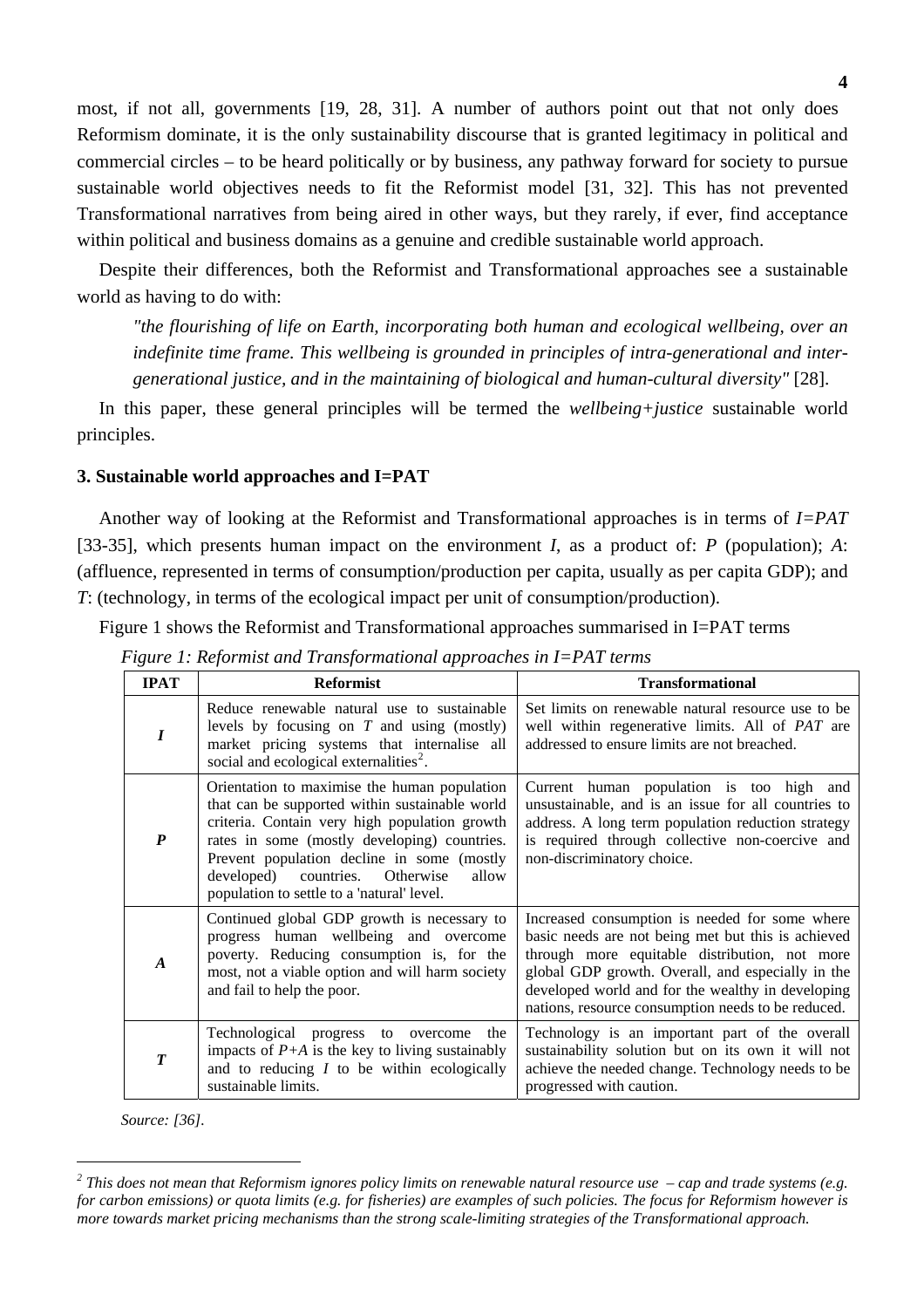most, if not all, governments [19, 28, 31]. A number of authors point out that not only does Reformism dominate, it is the only sustainability discourse that is granted legitimacy in political and commercial circles – to be heard politically or by business, any pathway forward for society to pursue sustainable world objectives needs to fit the Reformist model [31, 32]. This has not prevented Transformational narratives from being aired in other ways, but they rarely, if ever, find acceptance within political and business domains as a genuine and credible sustainable world approach.

Despite their differences, both the Reformist and Transformational approaches see a sustainable world as having to do with:

> *"the flourishing of life on Earth, incorporating both human and ecological wellbeing, over an indefinite time frame. This wellbeing is grounded in principles of intra-generational and inter-generational justice, and in the maintaining of biological and human-cultural diversity"* [28].

In this paper, these general principles will be termed the *wellbeing+justice* sustainable world principles.

### 3. Sustainable world approaches and I=PAT

Another way of looking at the Reformist and Transformational approaches is in terms of *I=PAT* [33-35], which presents human impact on the environment *I*, as a product of: *P* (population); *A*: (affluence, represented in terms of consumption/production per capita, usually as per capita GDP); and *T*: (technology, in terms of the ecological impact per unit of consumption/production).

Figure 1 shows the Reformist and Transformational approaches summarised in I=PAT terms

*Figure 1: Reformist and Transformational approaches in I=PAT terms*

| IPAT | Reformist | Transformational |
|---|---|---|
| ***I*** | Reduce renewable natural use to sustainable levels by focusing on *T* and using (mostly) market pricing systems that internalise all social and ecological externalities[2]. | Set limits on renewable natural resource use to be well within regenerative limits. All of *PAT* are addressed to ensure limits are not breached. |
| ***P*** | Orientation to maximise the human population that can be supported within sustainable world criteria. Contain very high population growth rates in some (mostly developing) countries. Prevent population decline in some (mostly developed) countries. Otherwise allow population to settle to a 'natural' level. | Current human population is too high and unsustainable, and is an issue for all countries to address. A long term population reduction strategy is required through collective non-coercive and non-discriminatory choice. |
| ***A*** | Continued global GDP growth is necessary to progress human wellbeing and overcome poverty. Reducing consumption is, for the most, not a viable option and will harm society and fail to help the poor. | Increased consumption is needed for some where basic needs are not being met but this is achieved through more equitable distribution, not more global GDP growth. Overall, and especially in the developed world and for the wealthy in developing nations, resource consumption needs to be reduced. |
| ***T*** | Technological progress to overcome the impacts of *P+A* is the key to living sustainably and to reducing *I* to be within ecologically sustainable limits. | Technology is an important part of the overall sustainability solution but on its own it will not achieve the needed change. Technology needs to be progressed with caution. |

*Source: [36].*

---

[2] *This does not mean that Reformism ignores policy limits on renewable natural resource use – cap and trade systems (e.g. for carbon emissions) or quota limits (e.g. for fisheries) are examples of such policies. The focus for Reformism however is more towards market pricing mechanisms than the strong scale-limiting strategies of the Transformational approach.*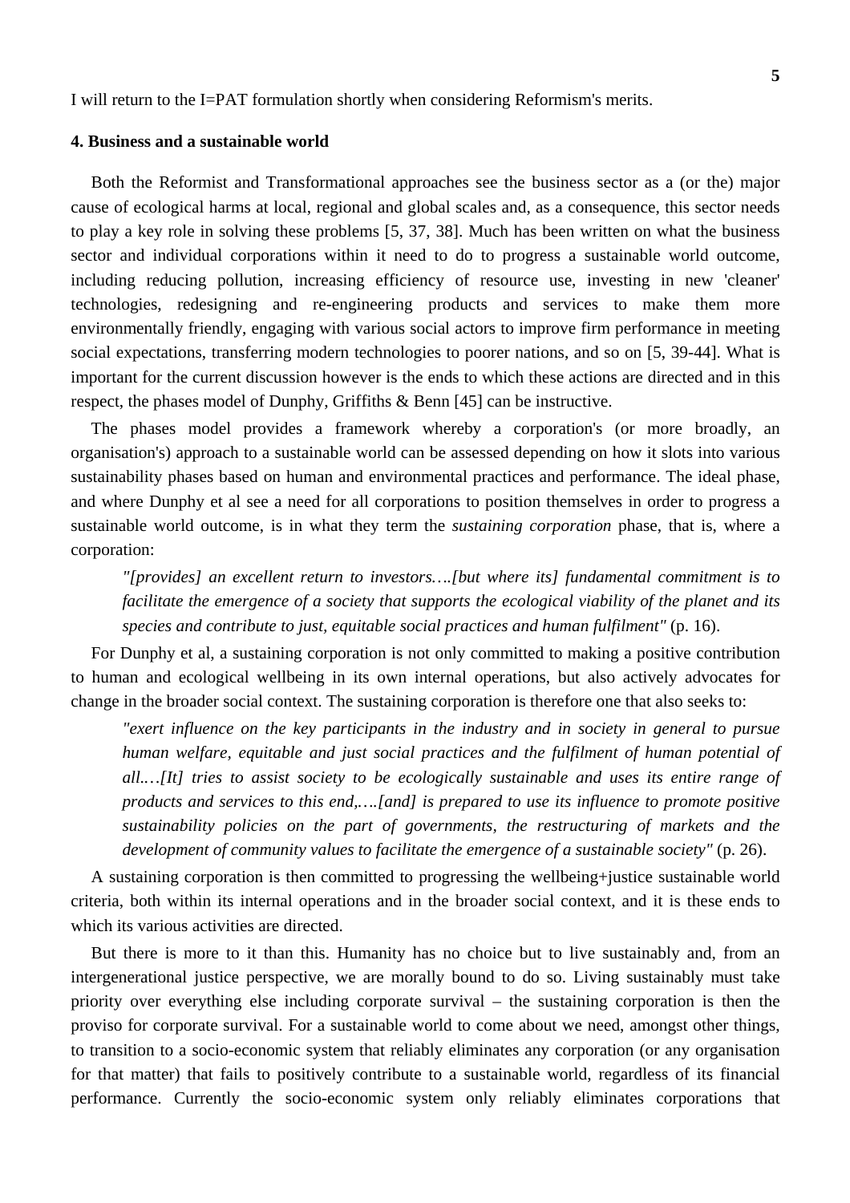I will return to the I=PAT formulation shortly when considering Reformism's merits.

#### 4. Business and a sustainable world

Both the Reformist and Transformational approaches see the business sector as a (or the) major cause of ecological harms at local, regional and global scales and, as a consequence, this sector needs to play a key role in solving these problems [5, 37, 38]. Much has been written on what the business sector and individual corporations within it need to do to progress a sustainable world outcome, including reducing pollution, increasing efficiency of resource use, investing in new 'cleaner' technologies, redesigning and re-engineering products and services to make them more environmentally friendly, engaging with various social actors to improve firm performance in meeting social expectations, transferring modern technologies to poorer nations, and so on [5, 39-44]. What is important for the current discussion however is the ends to which these actions are directed and in this respect, the phases model of Dunphy, Griffiths & Benn [45] can be instructive.

The phases model provides a framework whereby a corporation's (or more broadly, an organisation's) approach to a sustainable world can be assessed depending on how it slots into various sustainability phases based on human and environmental practices and performance. The ideal phase, and where Dunphy et al see a need for all corporations to position themselves in order to progress a sustainable world outcome, is in what they term the *sustaining corporation* phase, that is, where a corporation:

> *"[provides] an excellent return to investors….[but where its] fundamental commitment is to facilitate the emergence of a society that supports the ecological viability of the planet and its species and contribute to just, equitable social practices and human fulfilment"* (p. 16).

For Dunphy et al, a sustaining corporation is not only committed to making a positive contribution to human and ecological wellbeing in its own internal operations, but also actively advocates for change in the broader social context. The sustaining corporation is therefore one that also seeks to:

> *"exert influence on the key participants in the industry and in society in general to pursue human welfare, equitable and just social practices and the fulfilment of human potential of all..…[It] tries to assist society to be ecologically sustainable and uses its entire range of products and services to this end,….[and] is prepared to use its influence to promote positive sustainability policies on the part of governments, the restructuring of markets and the development of community values to facilitate the emergence of a sustainable society"* (p. 26).

A sustaining corporation is then committed to progressing the wellbeing+justice sustainable world criteria, both within its internal operations and in the broader social context, and it is these ends to which its various activities are directed.

But there is more to it than this. Humanity has no choice but to live sustainably and, from an intergenerational justice perspective, we are morally bound to do so. Living sustainably must take priority over everything else including corporate survival – the sustaining corporation is then the proviso for corporate survival. For a sustainable world to come about we need, amongst other things, to transition to a socio-economic system that reliably eliminates any corporation (or any organisation for that matter) that fails to positively contribute to a sustainable world, regardless of its financial performance. Currently the socio-economic system only reliably eliminates corporations that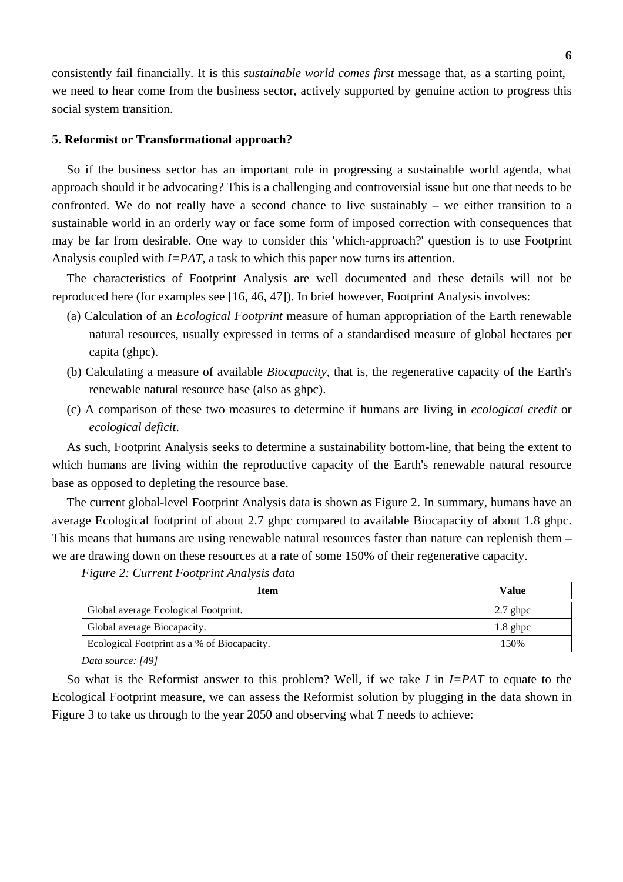consistently fail financially. It is this *sustainable world comes first* message that, as a starting point, we need to hear come from the business sector, actively supported by genuine action to progress this social system transition.

## 5. Reformist or Transformational approach?

So if the business sector has an important role in progressing a sustainable world agenda, what approach should it be advocating? This is a challenging and controversial issue but one that needs to be confronted. We do not really have a second chance to live sustainably – we either transition to a sustainable world in an orderly way or face some form of imposed correction with consequences that may be far from desirable. One way to consider this 'which-approach?' question is to use Footprint Analysis coupled with *I=PAT*, a task to which this paper now turns its attention.

The characteristics of Footprint Analysis are well documented and these details will not be reproduced here (for examples see [16, 46, 47]). In brief however, Footprint Analysis involves:

(a) Calculation of an *Ecological Footprint* measure of human appropriation of the Earth renewable natural resources, usually expressed in terms of a standardised measure of global hectares per capita (ghpc).

(b) Calculating a measure of available *Biocapacity*, that is, the regenerative capacity of the Earth's renewable natural resource base (also as ghpc).

(c) A comparison of these two measures to determine if humans are living in *ecological credit* or *ecological deficit*.

As such, Footprint Analysis seeks to determine a sustainability bottom-line, that being the extent to which humans are living within the reproductive capacity of the Earth's renewable natural resource base as opposed to depleting the resource base.

The current global-level Footprint Analysis data is shown as Figure 2. In summary, humans have an average Ecological footprint of about 2.7 ghpc compared to available Biocapacity of about 1.8 ghpc. This means that humans are using renewable natural resources faster than nature can replenish them – we are drawing down on these resources at a rate of some 150% of their regenerative capacity.

*Figure 2: Current Footprint Analysis data*

| Item | Value |
| --- | --- |
| Global average Ecological Footprint. | 2.7 ghpc |
| Global average Biocapacity. | 1.8 ghpc |
| Ecological Footprint as a % of Biocapacity. | 150% |

*Data source: [49]*

So what is the Reformist answer to this problem? Well, if we take *I* in *I=PAT* to equate to the Ecological Footprint measure, we can assess the Reformist solution by plugging in the data shown in Figure 3 to take us through to the year 2050 and observing what *T* needs to achieve: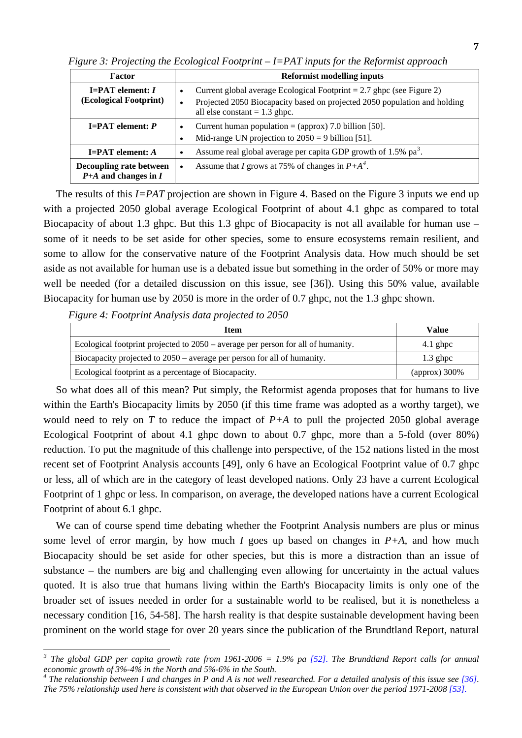*Figure 3: Projecting the Ecological Footprint – I=PAT inputs for the Reformist approach*

| Factor | Reformist modelling inputs |
|---|---|
| **I=PAT element: *I* (Ecological Footprint)** | • Current global average Ecological Footprint = 2.7 ghpc (see Figure 2) <br> • Projected 2050 Biocapacity based on projected 2050 population and holding all else constant = 1.3 ghpc. |
| **I=PAT element: *P*** | • Current human population = (approx) 7.0 billion [50]. <br> • Mid-range UN projection to 2050 = 9 billion [51]. |
| **I=PAT element: *A*** | • Assume real global average per capita GDP growth of 1.5% pa[3]. |
| **Decoupling rate between *P+A* and changes in *I*** | • Assume that *I* grows at 75% of changes in *P+A*[4]. |

The results of this *I=PAT* projection are shown in Figure 4. Based on the Figure 3 inputs we end up with a projected 2050 global average Ecological Footprint of about 4.1 ghpc as compared to total Biocapacity of about 1.3 ghpc. But this 1.3 ghpc of Biocapacity is not all available for human use – some of it needs to be set aside for other species, some to ensure ecosystems remain resilient, and some to allow for the conservative nature of the Footprint Analysis data. How much should be set aside as not available for human use is a debated issue but something in the order of 50% or more may well be needed (for a detailed discussion on this issue, see [36]). Using this 50% value, available Biocapacity for human use by 2050 is more in the order of 0.7 ghpc, not the 1.3 ghpc shown.

*Figure 4: Footprint Analysis data projected to 2050*

| Item | Value |
|---|---|
| Ecological footprint projected to 2050 – average per person for all of humanity. | 4.1 ghpc |
| Biocapacity projected to 2050 – average per person for all of humanity. | 1.3 ghpc |
| Ecological footprint as a percentage of Biocapacity. | (approx) 300% |

So what does all of this mean? Put simply, the Reformist agenda proposes that for humans to live within the Earth's Biocapacity limits by 2050 (if this time frame was adopted as a worthy target), we would need to rely on *T* to reduce the impact of *P+A* to pull the projected 2050 global average Ecological Footprint of about 4.1 ghpc down to about 0.7 ghpc, more than a 5-fold (over 80%) reduction. To put the magnitude of this challenge into perspective, of the 152 nations listed in the most recent set of Footprint Analysis accounts [49], only 6 have an Ecological Footprint value of 0.7 ghpc or less, all of which are in the category of least developed nations. Only 23 have a current Ecological Footprint of 1 ghpc or less. In comparison, on average, the developed nations have a current Ecological Footprint of about 6.1 ghpc.

We can of course spend time debating whether the Footprint Analysis numbers are plus or minus some level of error margin, by how much *I* goes up based on changes in *P+A*, and how much Biocapacity should be set aside for other species, but this is more a distraction than an issue of substance – the numbers are big and challenging even allowing for uncertainty in the actual values quoted. It is also true that humans living within the Earth's Biocapacity limits is only one of the broader set of issues needed in order for a sustainable world to be realised, but it is nonetheless a necessary condition [16, 54-58]. The harsh reality is that despite sustainable development having been prominent on the world stage for over 20 years since the publication of the Brundtland Report, natural

---

[3] *The global GDP per capita growth rate from 1961-2006 = 1.9% pa [52]. The Brundtland Report calls for annual economic growth of 3%-4% in the North and 5%-6% in the South.*

[4] *The relationship between I and changes in P and A is not well researched. For a detailed analysis of this issue see [36]. The 75% relationship used here is consistent with that observed in the European Union over the period 1971-2008 [53].*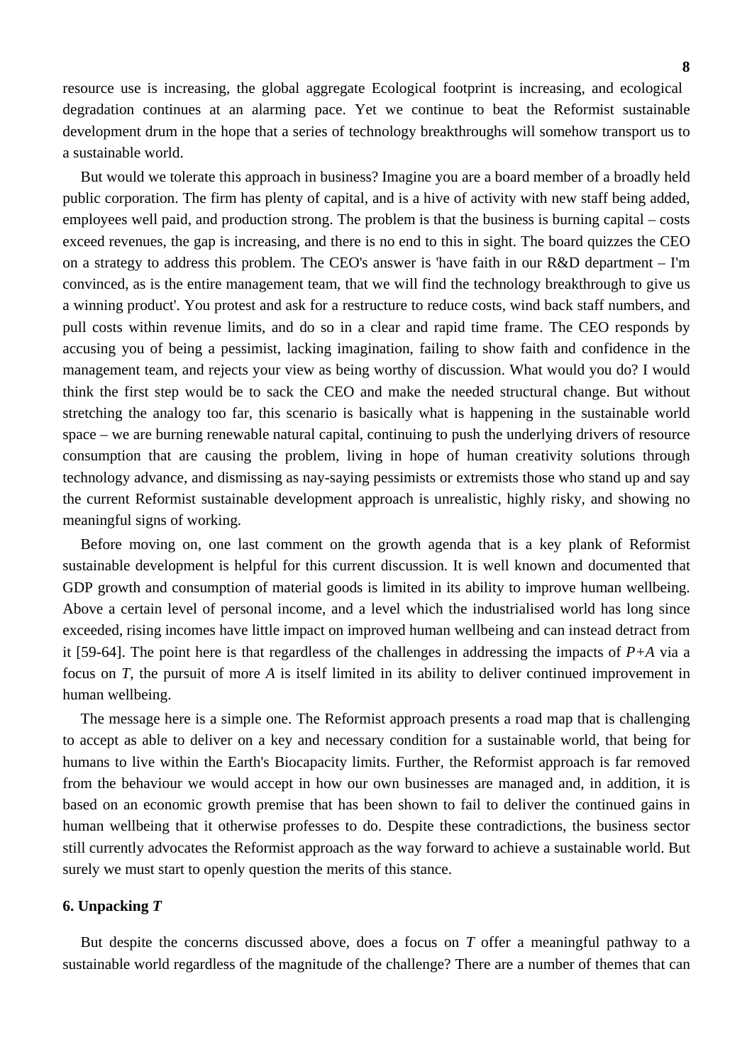resource use is increasing, the global aggregate Ecological footprint is increasing, and ecological degradation continues at an alarming pace. Yet we continue to beat the Reformist sustainable development drum in the hope that a series of technology breakthroughs will somehow transport us to a sustainable world.

But would we tolerate this approach in business? Imagine you are a board member of a broadly held public corporation. The firm has plenty of capital, and is a hive of activity with new staff being added, employees well paid, and production strong. The problem is that the business is burning capital – costs exceed revenues, the gap is increasing, and there is no end to this in sight. The board quizzes the CEO on a strategy to address this problem. The CEO's answer is 'have faith in our R&D department – I'm convinced, as is the entire management team, that we will find the technology breakthrough to give us a winning product'. You protest and ask for a restructure to reduce costs, wind back staff numbers, and pull costs within revenue limits, and do so in a clear and rapid time frame. The CEO responds by accusing you of being a pessimist, lacking imagination, failing to show faith and confidence in the management team, and rejects your view as being worthy of discussion. What would you do? I would think the first step would be to sack the CEO and make the needed structural change. But without stretching the analogy too far, this scenario is basically what is happening in the sustainable world space – we are burning renewable natural capital, continuing to push the underlying drivers of resource consumption that are causing the problem, living in hope of human creativity solutions through technology advance, and dismissing as nay-saying pessimists or extremists those who stand up and say the current Reformist sustainable development approach is unrealistic, highly risky, and showing no meaningful signs of working.

Before moving on, one last comment on the growth agenda that is a key plank of Reformist sustainable development is helpful for this current discussion. It is well known and documented that GDP growth and consumption of material goods is limited in its ability to improve human wellbeing. Above a certain level of personal income, and a level which the industrialised world has long since exceeded, rising incomes have little impact on improved human wellbeing and can instead detract from it [59-64]. The point here is that regardless of the challenges in addressing the impacts of $P+A$ via a focus on $T$, the pursuit of more $A$ is itself limited in its ability to deliver continued improvement in human wellbeing.

The message here is a simple one. The Reformist approach presents a road map that is challenging to accept as able to deliver on a key and necessary condition for a sustainable world, that being for humans to live within the Earth's Biocapacity limits. Further, the Reformist approach is far removed from the behaviour we would accept in how our own businesses are managed and, in addition, it is based on an economic growth premise that has been shown to fail to deliver the continued gains in human wellbeing that it otherwise professes to do. Despite these contradictions, the business sector still currently advocates the Reformist approach as the way forward to achieve a sustainable world. But surely we must start to openly question the merits of this stance.

## 6. Unpacking *T*

But despite the concerns discussed above, does a focus on $T$ offer a meaningful pathway to a sustainable world regardless of the magnitude of the challenge? There are a number of themes that can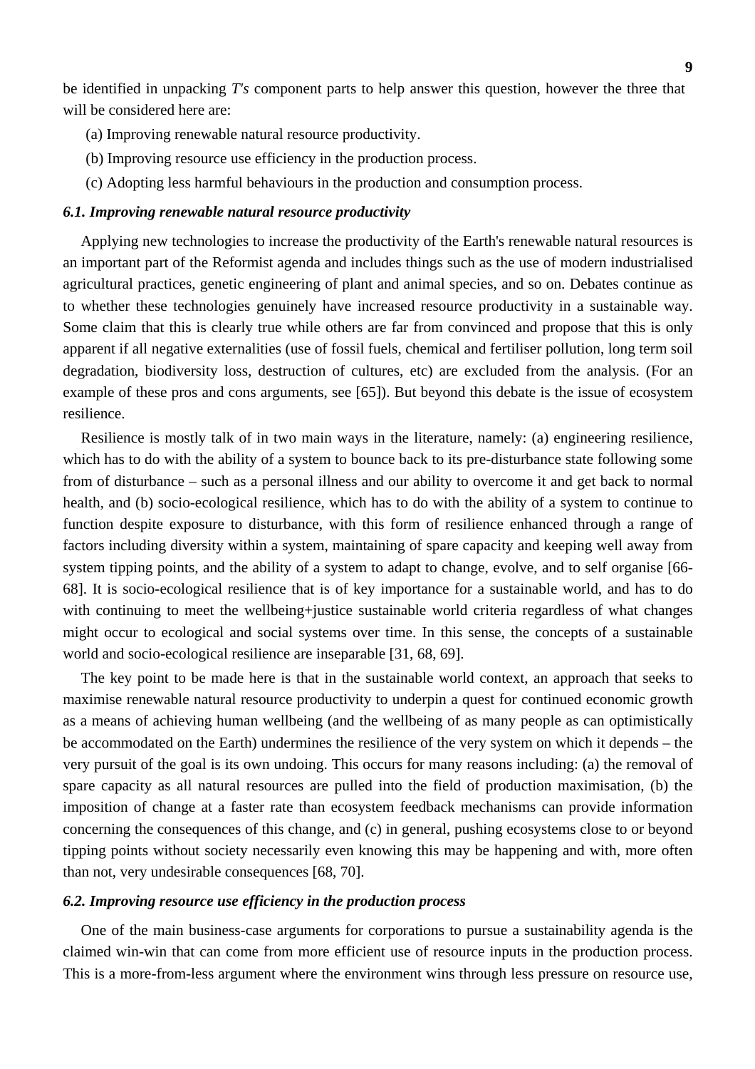be identified in unpacking *T's* component parts to help answer this question, however the three that will be considered here are:

(a) Improving renewable natural resource productivity.

(b) Improving resource use efficiency in the production process.

(c) Adopting less harmful behaviours in the production and consumption process.

### *6.1. Improving renewable natural resource productivity*

Applying new technologies to increase the productivity of the Earth's renewable natural resources is an important part of the Reformist agenda and includes things such as the use of modern industrialised agricultural practices, genetic engineering of plant and animal species, and so on. Debates continue as to whether these technologies genuinely have increased resource productivity in a sustainable way. Some claim that this is clearly true while others are far from convinced and propose that this is only apparent if all negative externalities (use of fossil fuels, chemical and fertiliser pollution, long term soil degradation, biodiversity loss, destruction of cultures, etc) are excluded from the analysis. (For an example of these pros and cons arguments, see [65]). But beyond this debate is the issue of ecosystem resilience.

Resilience is mostly talk of in two main ways in the literature, namely: (a) engineering resilience, which has to do with the ability of a system to bounce back to its pre-disturbance state following some from of disturbance – such as a personal illness and our ability to overcome it and get back to normal health, and (b) socio-ecological resilience, which has to do with the ability of a system to continue to function despite exposure to disturbance, with this form of resilience enhanced through a range of factors including diversity within a system, maintaining of spare capacity and keeping well away from system tipping points, and the ability of a system to adapt to change, evolve, and to self organise [66-68]. It is socio-ecological resilience that is of key importance for a sustainable world, and has to do with continuing to meet the wellbeing+justice sustainable world criteria regardless of what changes might occur to ecological and social systems over time. In this sense, the concepts of a sustainable world and socio-ecological resilience are inseparable [31, 68, 69].

The key point to be made here is that in the sustainable world context, an approach that seeks to maximise renewable natural resource productivity to underpin a quest for continued economic growth as a means of achieving human wellbeing (and the wellbeing of as many people as can optimistically be accommodated on the Earth) undermines the resilience of the very system on which it depends – the very pursuit of the goal is its own undoing. This occurs for many reasons including: (a) the removal of spare capacity as all natural resources are pulled into the field of production maximisation, (b) the imposition of change at a faster rate than ecosystem feedback mechanisms can provide information concerning the consequences of this change, and (c) in general, pushing ecosystems close to or beyond tipping points without society necessarily even knowing this may be happening and with, more often than not, very undesirable consequences [68, 70].

### *6.2. Improving resource use efficiency in the production process*

One of the main business-case arguments for corporations to pursue a sustainability agenda is the claimed win-win that can come from more efficient use of resource inputs in the production process. This is a more-from-less argument where the environment wins through less pressure on resource use,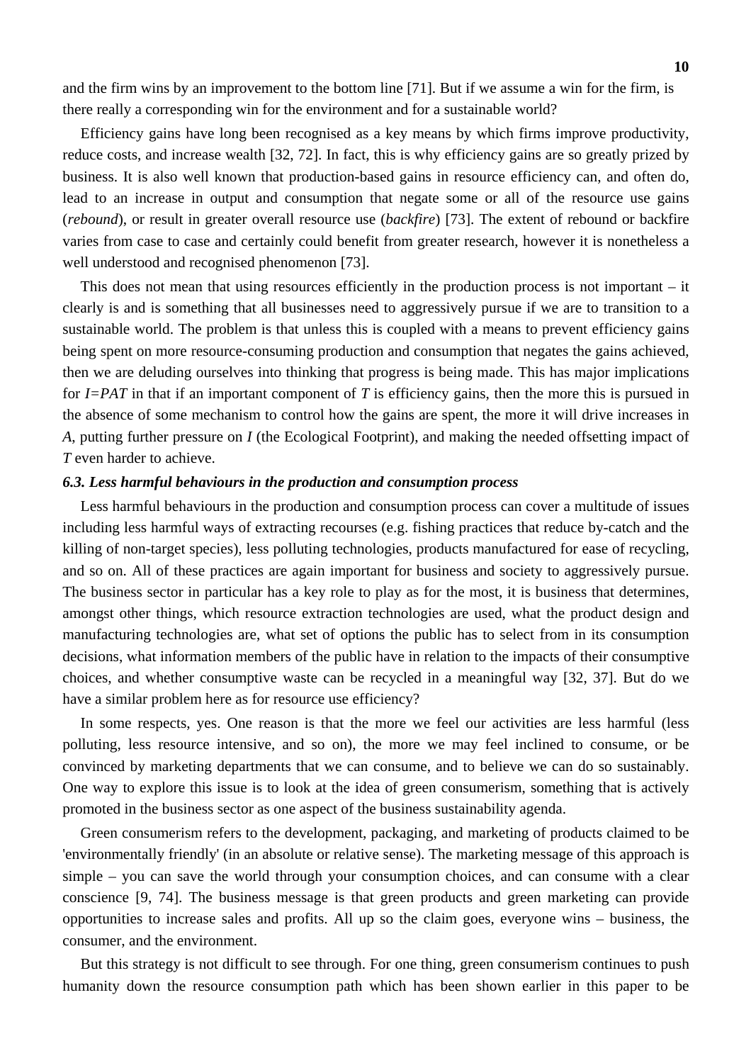and the firm wins by an improvement to the bottom line [71]. But if we assume a win for the firm, is there really a corresponding win for the environment and for a sustainable world?

Efficiency gains have long been recognised as a key means by which firms improve productivity, reduce costs, and increase wealth [32, 72]. In fact, this is why efficiency gains are so greatly prized by business. It is also well known that production-based gains in resource efficiency can, and often do, lead to an increase in output and consumption that negate some or all of the resource use gains (*rebound*), or result in greater overall resource use (*backfire*) [73]. The extent of rebound or backfire varies from case to case and certainly could benefit from greater research, however it is nonetheless a well understood and recognised phenomenon [73].

This does not mean that using resources efficiently in the production process is not important – it clearly is and is something that all businesses need to aggressively pursue if we are to transition to a sustainable world. The problem is that unless this is coupled with a means to prevent efficiency gains being spent on more resource-consuming production and consumption that negates the gains achieved, then we are deluding ourselves into thinking that progress is being made. This has major implications for $I=PAT$ in that if an important component of $T$ is efficiency gains, then the more this is pursued in the absence of some mechanism to control how the gains are spent, the more it will drive increases in $A$, putting further pressure on $I$ (the Ecological Footprint), and making the needed offsetting impact of $T$ even harder to achieve.

### 6.3. Less harmful behaviours in the production and consumption process

Less harmful behaviours in the production and consumption process can cover a multitude of issues including less harmful ways of extracting recourses (e.g. fishing practices that reduce by-catch and the killing of non-target species), less polluting technologies, products manufactured for ease of recycling, and so on. All of these practices are again important for business and society to aggressively pursue. The business sector in particular has a key role to play as for the most, it is business that determines, amongst other things, which resource extraction technologies are used, what the product design and manufacturing technologies are, what set of options the public has to select from in its consumption decisions, what information members of the public have in relation to the impacts of their consumptive choices, and whether consumptive waste can be recycled in a meaningful way [32, 37]. But do we have a similar problem here as for resource use efficiency?

In some respects, yes. One reason is that the more we feel our activities are less harmful (less polluting, less resource intensive, and so on), the more we may feel inclined to consume, or be convinced by marketing departments that we can consume, and to believe we can do so sustainably. One way to explore this issue is to look at the idea of green consumerism, something that is actively promoted in the business sector as one aspect of the business sustainability agenda.

Green consumerism refers to the development, packaging, and marketing of products claimed to be 'environmentally friendly' (in an absolute or relative sense). The marketing message of this approach is simple – you can save the world through your consumption choices, and can consume with a clear conscience [9, 74]. The business message is that green products and green marketing can provide opportunities to increase sales and profits. All up so the claim goes, everyone wins – business, the consumer, and the environment.

But this strategy is not difficult to see through. For one thing, green consumerism continues to push humanity down the resource consumption path which has been shown earlier in this paper to be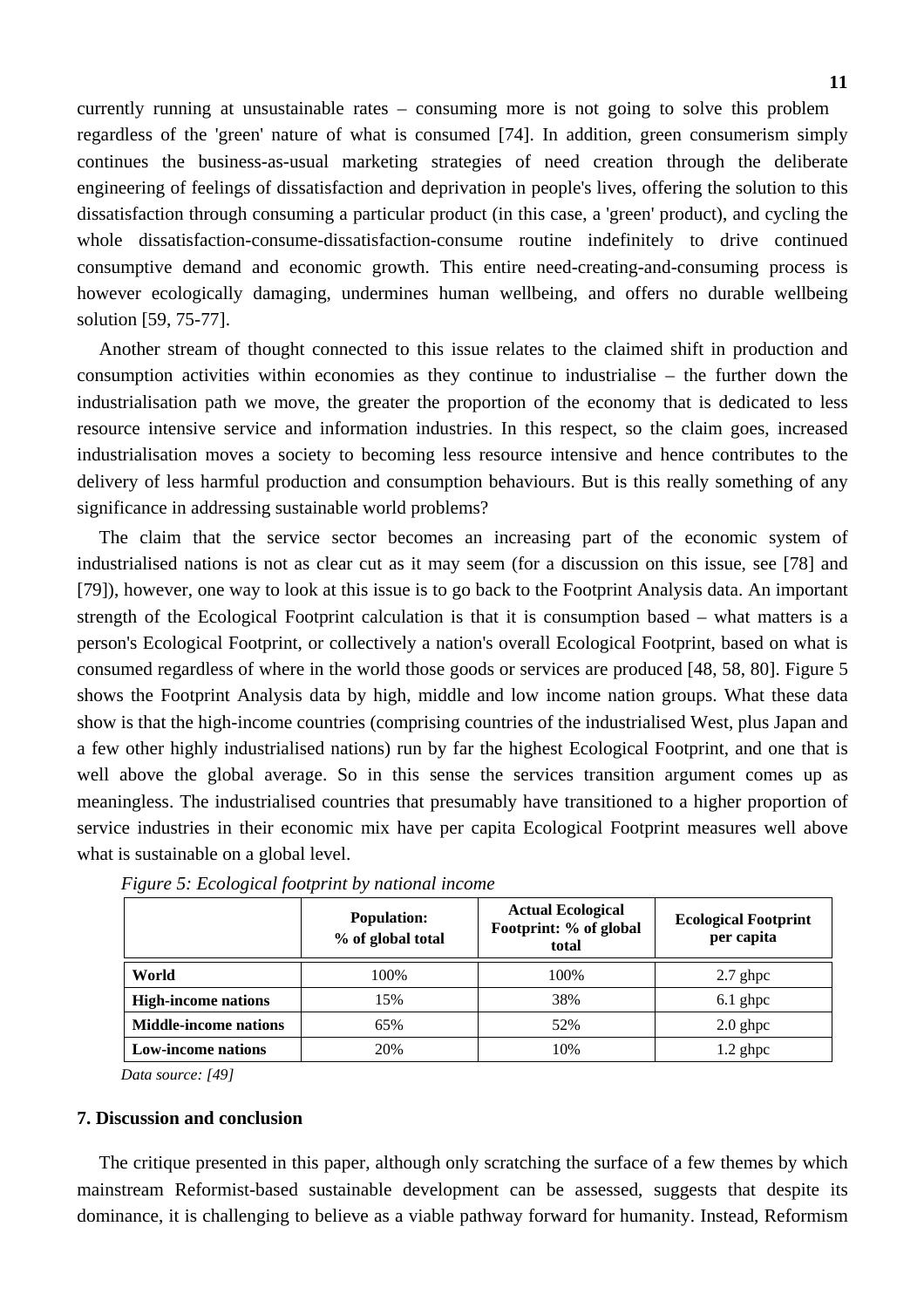currently running at unsustainable rates – consuming more is not going to solve this problem regardless of the 'green' nature of what is consumed [74]. In addition, green consumerism simply continues the business-as-usual marketing strategies of need creation through the deliberate engineering of feelings of dissatisfaction and deprivation in people's lives, offering the solution to this dissatisfaction through consuming a particular product (in this case, a 'green' product), and cycling the whole dissatisfaction-consume-dissatisfaction-consume routine indefinitely to drive continued consumptive demand and economic growth. This entire need-creating-and-consuming process is however ecologically damaging, undermines human wellbeing, and offers no durable wellbeing solution [59, 75-77].

Another stream of thought connected to this issue relates to the claimed shift in production and consumption activities within economies as they continue to industrialise – the further down the industrialisation path we move, the greater the proportion of the economy that is dedicated to less resource intensive service and information industries. In this respect, so the claim goes, increased industrialisation moves a society to becoming less resource intensive and hence contributes to the delivery of less harmful production and consumption behaviours. But is this really something of any significance in addressing sustainable world problems?

The claim that the service sector becomes an increasing part of the economic system of industrialised nations is not as clear cut as it may seem (for a discussion on this issue, see [78] and [79]), however, one way to look at this issue is to go back to the Footprint Analysis data. An important strength of the Ecological Footprint calculation is that it is consumption based – what matters is a person's Ecological Footprint, or collectively a nation's overall Ecological Footprint, based on what is consumed regardless of where in the world those goods or services are produced [48, 58, 80]. Figure 5 shows the Footprint Analysis data by high, middle and low income nation groups. What these data show is that the high-income countries (comprising countries of the industrialised West, plus Japan and a few other highly industrialised nations) run by far the highest Ecological Footprint, and one that is well above the global average. So in this sense the services transition argument comes up as meaningless. The industrialised countries that presumably have transitioned to a higher proportion of service industries in their economic mix have per capita Ecological Footprint measures well above what is sustainable on a global level.

*Figure 5: Ecological footprint by national income*

| | **Population: % of global total** | **Actual Ecological Footprint: % of global total** | **Ecological Footprint per capita** |
|---|---|---|---|
| **World** | 100% | 100% | 2.7 ghpc |
| **High-income nations** | 15% | 38% | 6.1 ghpc |
| **Middle-income nations** | 65% | 52% | 2.0 ghpc |
| **Low-income nations** | 20% | 10% | 1.2 ghpc |

*Data source: [49]*

### 7. Discussion and conclusion

The critique presented in this paper, although only scratching the surface of a few themes by which mainstream Reformist-based sustainable development can be assessed, suggests that despite its dominance, it is challenging to believe as a viable pathway forward for humanity. Instead, Reformism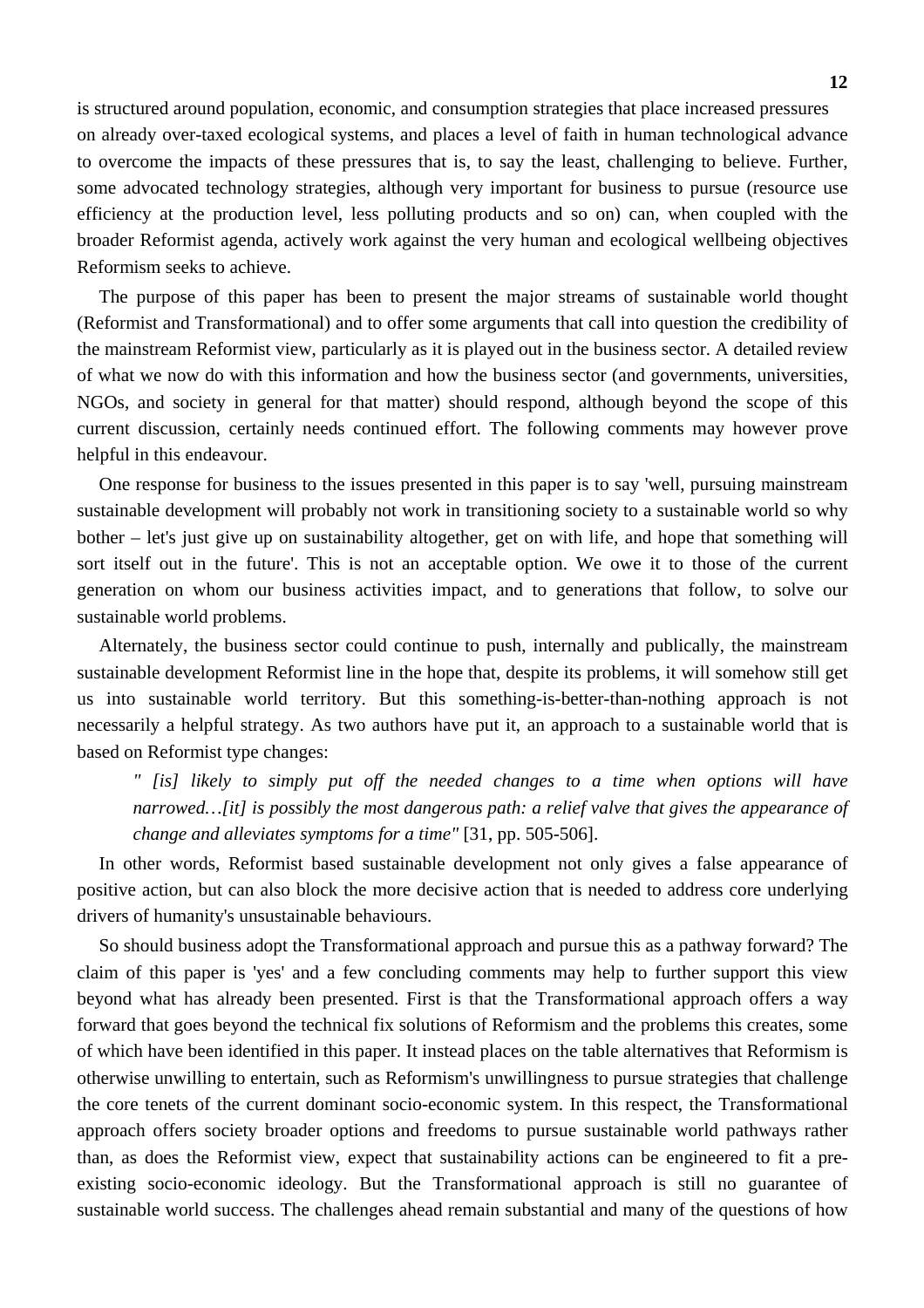is structured around population, economic, and consumption strategies that place increased pressures on already over-taxed ecological systems, and places a level of faith in human technological advance to overcome the impacts of these pressures that is, to say the least, challenging to believe. Further, some advocated technology strategies, although very important for business to pursue (resource use efficiency at the production level, less polluting products and so on) can, when coupled with the broader Reformist agenda, actively work against the very human and ecological wellbeing objectives Reformism seeks to achieve.

The purpose of this paper has been to present the major streams of sustainable world thought (Reformist and Transformational) and to offer some arguments that call into question the credibility of the mainstream Reformist view, particularly as it is played out in the business sector. A detailed review of what we now do with this information and how the business sector (and governments, universities, NGOs, and society in general for that matter) should respond, although beyond the scope of this current discussion, certainly needs continued effort. The following comments may however prove helpful in this endeavour.

One response for business to the issues presented in this paper is to say 'well, pursuing mainstream sustainable development will probably not work in transitioning society to a sustainable world so why bother – let's just give up on sustainability altogether, get on with life, and hope that something will sort itself out in the future'. This is not an acceptable option. We owe it to those of the current generation on whom our business activities impact, and to generations that follow, to solve our sustainable world problems.

Alternately, the business sector could continue to push, internally and publically, the mainstream sustainable development Reformist line in the hope that, despite its problems, it will somehow still get us into sustainable world territory. But this something-is-better-than-nothing approach is not necessarily a helpful strategy. As two authors have put it, an approach to a sustainable world that is based on Reformist type changes:

> *" [is] likely to simply put off the needed changes to a time when options will have narrowed…[it] is possibly the most dangerous path: a relief valve that gives the appearance of change and alleviates symptoms for a time"* [31, pp. 505-506].

In other words, Reformist based sustainable development not only gives a false appearance of positive action, but can also block the more decisive action that is needed to address core underlying drivers of humanity's unsustainable behaviours.

So should business adopt the Transformational approach and pursue this as a pathway forward? The claim of this paper is 'yes' and a few concluding comments may help to further support this view beyond what has already been presented. First is that the Transformational approach offers a way forward that goes beyond the technical fix solutions of Reformism and the problems this creates, some of which have been identified in this paper. It instead places on the table alternatives that Reformism is otherwise unwilling to entertain, such as Reformism's unwillingness to pursue strategies that challenge the core tenets of the current dominant socio-economic system. In this respect, the Transformational approach offers society broader options and freedoms to pursue sustainable world pathways rather than, as does the Reformist view, expect that sustainability actions can be engineered to fit a pre-existing socio-economic ideology. But the Transformational approach is still no guarantee of sustainable world success. The challenges ahead remain substantial and many of the questions of how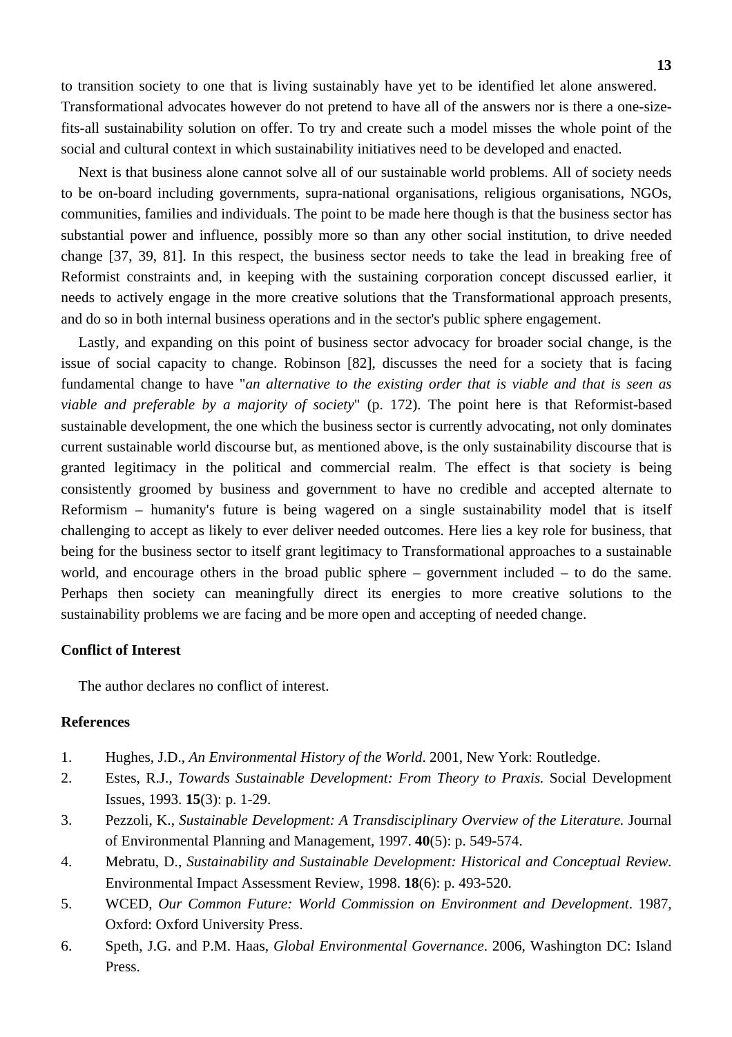to transition society to one that is living sustainably have yet to be identified let alone answered. Transformational advocates however do not pretend to have all of the answers nor is there a one-size-fits-all sustainability solution on offer. To try and create such a model misses the whole point of the social and cultural context in which sustainability initiatives need to be developed and enacted.

Next is that business alone cannot solve all of our sustainable world problems. All of society needs to be on-board including governments, supra-national organisations, religious organisations, NGOs, communities, families and individuals. The point to be made here though is that the business sector has substantial power and influence, possibly more so than any other social institution, to drive needed change [37, 39, 81]. In this respect, the business sector needs to take the lead in breaking free of Reformist constraints and, in keeping with the sustaining corporation concept discussed earlier, it needs to actively engage in the more creative solutions that the Transformational approach presents, and do so in both internal business operations and in the sector's public sphere engagement.

Lastly, and expanding on this point of business sector advocacy for broader social change, is the issue of social capacity to change. Robinson [82], discusses the need for a society that is facing fundamental change to have "*an alternative to the existing order that is viable and that is seen as viable and preferable by a majority of society*" (p. 172). The point here is that Reformist-based sustainable development, the one which the business sector is currently advocating, not only dominates current sustainable world discourse but, as mentioned above, is the only sustainability discourse that is granted legitimacy in the political and commercial realm. The effect is that society is being consistently groomed by business and government to have no credible and accepted alternate to Reformism – humanity's future is being wagered on a single sustainability model that is itself challenging to accept as likely to ever deliver needed outcomes. Here lies a key role for business, that being for the business sector to itself grant legitimacy to Transformational approaches to a sustainable world, and encourage others in the broad public sphere – government included – to do the same. Perhaps then society can meaningfully direct its energies to more creative solutions to the sustainability problems we are facing and be more open and accepting of needed change.

### Conflict of Interest

The author declares no conflict of interest.

### References

1. Hughes, J.D., *An Environmental History of the World*. 2001, New York: Routledge.
2. Estes, R.J., *Towards Sustainable Development: From Theory to Praxis.* Social Development Issues, 1993. **15**(3): p. 1-29.
3. Pezzoli, K., *Sustainable Development: A Transdisciplinary Overview of the Literature.* Journal of Environmental Planning and Management, 1997. **40**(5): p. 549-574.
4. Mebratu, D., *Sustainability and Sustainable Development: Historical and Conceptual Review.* Environmental Impact Assessment Review, 1998. **18**(6): p. 493-520.
5. WCED, *Our Common Future: World Commission on Environment and Development*. 1987, Oxford: Oxford University Press.
6. Speth, J.G. and P.M. Haas, *Global Environmental Governance*. 2006, Washington DC: Island Press.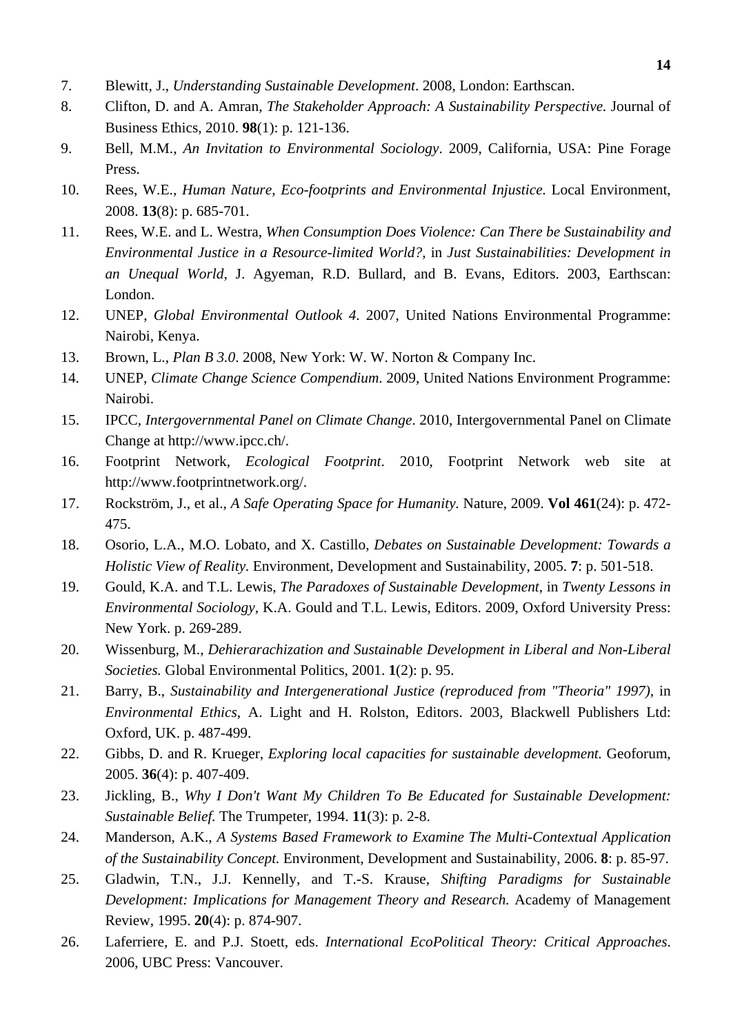7. Blewitt, J., *Understanding Sustainable Development*. 2008, London: Earthscan.
8. Clifton, D. and A. Amran, *The Stakeholder Approach: A Sustainability Perspective.* Journal of Business Ethics, 2010. **98**(1): p. 121-136.
9. Bell, M.M., *An Invitation to Environmental Sociology*. 2009, California, USA: Pine Forage Press.
10. Rees, W.E., *Human Nature, Eco-footprints and Environmental Injustice.* Local Environment, 2008. **13**(8): p. 685-701.
11. Rees, W.E. and L. Westra, *When Consumption Does Violence: Can There be Sustainability and Environmental Justice in a Resource-limited World?*, in *Just Sustainabilities: Development in an Unequal World*, J. Agyeman, R.D. Bullard, and B. Evans, Editors. 2003, Earthscan: London.
12. UNEP, *Global Environmental Outlook 4*. 2007, United Nations Environmental Programme: Nairobi, Kenya.
13. Brown, L., *Plan B 3.0*. 2008, New York: W. W. Norton & Company Inc.
14. UNEP, *Climate Change Science Compendium*. 2009, United Nations Environment Programme: Nairobi.
15. IPCC, *Intergovernmental Panel on Climate Change*. 2010, Intergovernmental Panel on Climate Change at http://www.ipcc.ch/.
16. Footprint Network, *Ecological Footprint*. 2010, Footprint Network web site at http://www.footprintnetwork.org/.
17. Rockström, J., et al., *A Safe Operating Space for Humanity.* Nature, 2009. **Vol 461**(24): p. 472-475.
18. Osorio, L.A., M.O. Lobato, and X. Castillo, *Debates on Sustainable Development: Towards a Holistic View of Reality.* Environment, Development and Sustainability, 2005. **7**: p. 501-518.
19. Gould, K.A. and T.L. Lewis, *The Paradoxes of Sustainable Development*, in *Twenty Lessons in Environmental Sociology*, K.A. Gould and T.L. Lewis, Editors. 2009, Oxford University Press: New York. p. 269-289.
20. Wissenburg, M., *Dehierarachization and Sustainable Development in Liberal and Non-Liberal Societies.* Global Environmental Politics, 2001. **1**(2): p. 95.
21. Barry, B., *Sustainability and Intergenerational Justice (reproduced from "Theoria" 1997)*, in *Environmental Ethics*, A. Light and H. Rolston, Editors. 2003, Blackwell Publishers Ltd: Oxford, UK. p. 487-499.
22. Gibbs, D. and R. Krueger, *Exploring local capacities for sustainable development.* Geoforum, 2005. **36**(4): p. 407-409.
23. Jickling, B., *Why I Don't Want My Children To Be Educated for Sustainable Development: Sustainable Belief.* The Trumpeter, 1994. **11**(3): p. 2-8.
24. Manderson, A.K., *A Systems Based Framework to Examine The Multi-Contextual Application of the Sustainability Concept.* Environment, Development and Sustainability, 2006. **8**: p. 85-97.
25. Gladwin, T.N., J.J. Kennelly, and T.-S. Krause, *Shifting Paradigms for Sustainable Development: Implications for Management Theory and Research.* Academy of Management Review, 1995. **20**(4): p. 874-907.
26. Laferriere, E. and P.J. Stoett, eds. *International EcoPolitical Theory: Critical Approaches*. 2006, UBC Press: Vancouver.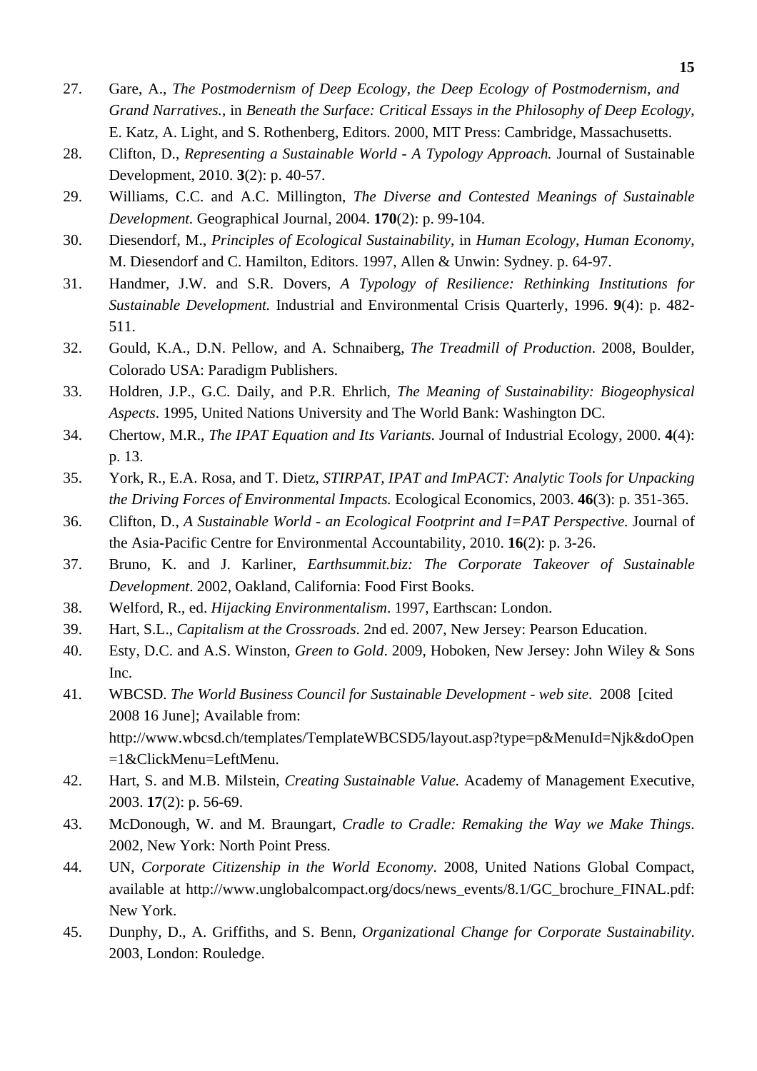27. Gare, A., *The Postmodernism of Deep Ecology, the Deep Ecology of Postmodernism, and Grand Narratives.*, in *Beneath the Surface: Critical Essays in the Philosophy of Deep Ecology*, E. Katz, A. Light, and S. Rothenberg, Editors. 2000, MIT Press: Cambridge, Massachusetts.
28. Clifton, D., *Representing a Sustainable World - A Typology Approach.* Journal of Sustainable Development, 2010. **3**(2): p. 40-57.
29. Williams, C.C. and A.C. Millington, *The Diverse and Contested Meanings of Sustainable Development.* Geographical Journal, 2004. **170**(2): p. 99-104.
30. Diesendorf, M., *Principles of Ecological Sustainability*, in *Human Ecology, Human Economy*, M. Diesendorf and C. Hamilton, Editors. 1997, Allen & Unwin: Sydney. p. 64-97.
31. Handmer, J.W. and S.R. Dovers, *A Typology of Resilience: Rethinking Institutions for Sustainable Development.* Industrial and Environmental Crisis Quarterly, 1996. **9**(4): p. 482-511.
32. Gould, K.A., D.N. Pellow, and A. Schnaiberg, *The Treadmill of Production*. 2008, Boulder, Colorado USA: Paradigm Publishers.
33. Holdren, J.P., G.C. Daily, and P.R. Ehrlich, *The Meaning of Sustainability: Biogeophysical Aspects*. 1995, United Nations University and The World Bank: Washington DC.
34. Chertow, M.R., *The IPAT Equation and Its Variants.* Journal of Industrial Ecology, 2000. **4**(4): p. 13.
35. York, R., E.A. Rosa, and T. Dietz, *STIRPAT, IPAT and ImPACT: Analytic Tools for Unpacking the Driving Forces of Environmental Impacts.* Ecological Economics, 2003. **46**(3): p. 351-365.
36. Clifton, D., *A Sustainable World - an Ecological Footprint and I=PAT Perspective.* Journal of the Asia-Pacific Centre for Environmental Accountability, 2010. **16**(2): p. 3-26.
37. Bruno, K. and J. Karliner, *Earthsummit.biz: The Corporate Takeover of Sustainable Development*. 2002, Oakland, California: Food First Books.
38. Welford, R., ed. *Hijacking Environmentalism*. 1997, Earthscan: London.
39. Hart, S.L., *Capitalism at the Crossroads*. 2nd ed. 2007, New Jersey: Pearson Education.
40. Esty, D.C. and A.S. Winston, *Green to Gold*. 2009, Hoboken, New Jersey: John Wiley & Sons Inc.
41. WBCSD. *The World Business Council for Sustainable Development - web site.* 2008 [cited 2008 16 June]; Available from: http://www.wbcsd.ch/templates/TemplateWBCSD5/layout.asp?type=p&MenuId=Njk&doOpen=1&ClickMenu=LeftMenu.
42. Hart, S. and M.B. Milstein, *Creating Sustainable Value.* Academy of Management Executive, 2003. **17**(2): p. 56-69.
43. McDonough, W. and M. Braungart, *Cradle to Cradle: Remaking the Way we Make Things*. 2002, New York: North Point Press.
44. UN, *Corporate Citizenship in the World Economy*. 2008, United Nations Global Compact, available at http://www.unglobalcompact.org/docs/news_events/8.1/GC_brochure_FINAL.pdf: New York.
45. Dunphy, D., A. Griffiths, and S. Benn, *Organizational Change for Corporate Sustainability*. 2003, London: Rouledge.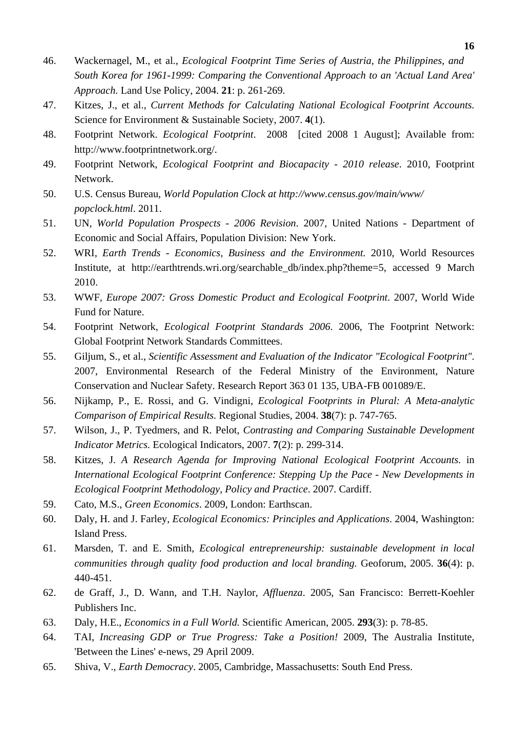46. Wackernagel, M., et al., *Ecological Footprint Time Series of Austria, the Philippines, and South Korea for 1961-1999: Comparing the Conventional Approach to an 'Actual Land Area' Approach.* Land Use Policy, 2004. **21**: p. 261-269.
47. Kitzes, J., et al., *Current Methods for Calculating National Ecological Footprint Accounts.* Science for Environment & Sustainable Society, 2007. **4**(1).
48. Footprint Network. *Ecological Footprint*. 2008 [cited 2008 1 August]; Available from: http://www.footprintnetwork.org/.
49. Footprint Network, *Ecological Footprint and Biocapacity - 2010 release*. 2010, Footprint Network.
50. U.S. Census Bureau, *World Population Clock at http://www.census.gov/main/www/popclock.html*. 2011.
51. UN, *World Population Prospects - 2006 Revision*. 2007, United Nations - Department of Economic and Social Affairs, Population Division: New York.
52. WRI, *Earth Trends - Economics, Business and the Environment.* 2010, World Resources Institute, at http://earthtrends.wri.org/searchable_db/index.php?theme=5, accessed 9 March 2010.
53. WWF, *Europe 2007: Gross Domestic Product and Ecological Footprint*. 2007, World Wide Fund for Nature.
54. Footprint Network, *Ecological Footprint Standards 2006*. 2006, The Footprint Network: Global Footprint Network Standards Committees.
55. Giljum, S., et al., *Scientific Assessment and Evaluation of the Indicator "Ecological Footprint"*. 2007, Environmental Research of the Federal Ministry of the Environment, Nature Conservation and Nuclear Safety. Research Report 363 01 135, UBA-FB 001089/E.
56. Nijkamp, P., E. Rossi, and G. Vindigni, *Ecological Footprints in Plural: A Meta-analytic Comparison of Empirical Results.* Regional Studies, 2004. **38**(7): p. 747-765.
57. Wilson, J., P. Tyedmers, and R. Pelot, *Contrasting and Comparing Sustainable Development Indicator Metrics.* Ecological Indicators, 2007. **7**(2): p. 299-314.
58. Kitzes, J. *A Research Agenda for Improving National Ecological Footprint Accounts.* in *International Ecological Footprint Conference: Stepping Up the Pace - New Developments in Ecological Footprint Methodology, Policy and Practice*. 2007. Cardiff.
59. Cato, M.S., *Green Economics*. 2009, London: Earthscan.
60. Daly, H. and J. Farley, *Ecological Economics: Principles and Applications*. 2004, Washington: Island Press.
61. Marsden, T. and E. Smith, *Ecological entrepreneurship: sustainable development in local communities through quality food production and local branding.* Geoforum, 2005. **36**(4): p. 440-451.
62. de Graff, J., D. Wann, and T.H. Naylor, *Affluenza*. 2005, San Francisco: Berrett-Koehler Publishers Inc.
63. Daly, H.E., *Economics in a Full World.* Scientific American, 2005. **293**(3): p. 78-85.
64. TAI, *Increasing GDP or True Progress: Take a Position!* 2009, The Australia Institute, 'Between the Lines' e-news, 29 April 2009.
65. Shiva, V., *Earth Democracy*. 2005, Cambridge, Massachusetts: South End Press.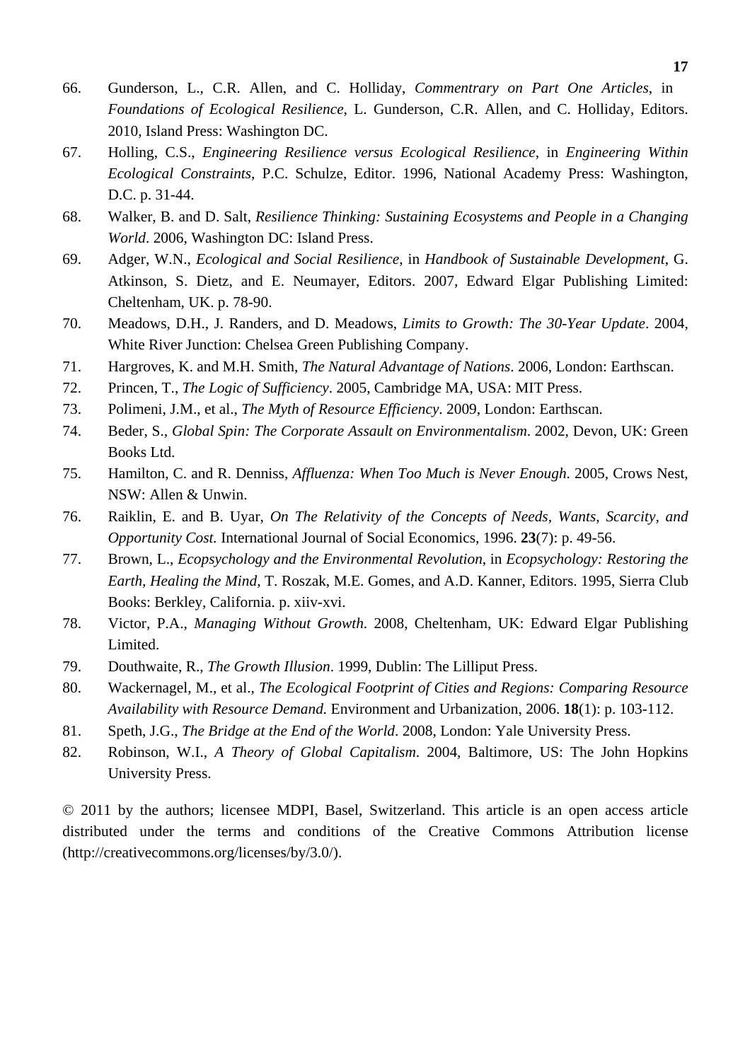66. Gunderson, L., C.R. Allen, and C. Holliday, *Commentrary on Part One Articles*, in *Foundations of Ecological Resilience*, L. Gunderson, C.R. Allen, and C. Holliday, Editors. 2010, Island Press: Washington DC.
67. Holling, C.S., *Engineering Resilience versus Ecological Resilience*, in *Engineering Within Ecological Constraints*, P.C. Schulze, Editor. 1996, National Academy Press: Washington, D.C. p. 31-44.
68. Walker, B. and D. Salt, *Resilience Thinking: Sustaining Ecosystems and People in a Changing World*. 2006, Washington DC: Island Press.
69. Adger, W.N., *Ecological and Social Resilience*, in *Handbook of Sustainable Development*, G. Atkinson, S. Dietz, and E. Neumayer, Editors. 2007, Edward Elgar Publishing Limited: Cheltenham, UK. p. 78-90.
70. Meadows, D.H., J. Randers, and D. Meadows, *Limits to Growth: The 30-Year Update*. 2004, White River Junction: Chelsea Green Publishing Company.
71. Hargroves, K. and M.H. Smith, *The Natural Advantage of Nations*. 2006, London: Earthscan.
72. Princen, T., *The Logic of Sufficiency*. 2005, Cambridge MA, USA: MIT Press.
73. Polimeni, J.M., et al., *The Myth of Resource Efficiency*. 2009, London: Earthscan.
74. Beder, S., *Global Spin: The Corporate Assault on Environmentalism.* 2002, Devon, UK: Green Books Ltd.
75. Hamilton, C. and R. Denniss, *Affluenza: When Too Much is Never Enough.* 2005, Crows Nest, NSW: Allen & Unwin.
76. Raiklin, E. and B. Uyar, *On The Relativity of the Concepts of Needs, Wants, Scarcity, and Opportunity Cost.* International Journal of Social Economics, 1996. **23**(7): p. 49-56.
77. Brown, L., *Ecopsychology and the Environmental Revolution*, in *Ecopsychology: Restoring the Earth, Healing the Mind*, T. Roszak, M.E. Gomes, and A.D. Kanner, Editors. 1995, Sierra Club Books: Berkley, California. p. xiiv-xvi.
78. Victor, P.A., *Managing Without Growth.* 2008, Cheltenham, UK: Edward Elgar Publishing Limited.
79. Douthwaite, R., *The Growth Illusion*. 1999, Dublin: The Lilliput Press.
80. Wackernagel, M., et al., *The Ecological Footprint of Cities and Regions: Comparing Resource Availability with Resource Demand.* Environment and Urbanization, 2006. **18**(1): p. 103-112.
81. Speth, J.G., *The Bridge at the End of the World*. 2008, London: Yale University Press.
82. Robinson, W.I., *A Theory of Global Capitalism*. 2004, Baltimore, US: The John Hopkins University Press.

© 2011 by the authors; licensee MDPI, Basel, Switzerland. This article is an open access article distributed under the terms and conditions of the Creative Commons Attribution license (http://creativecommons.org/licenses/by/3.0/).